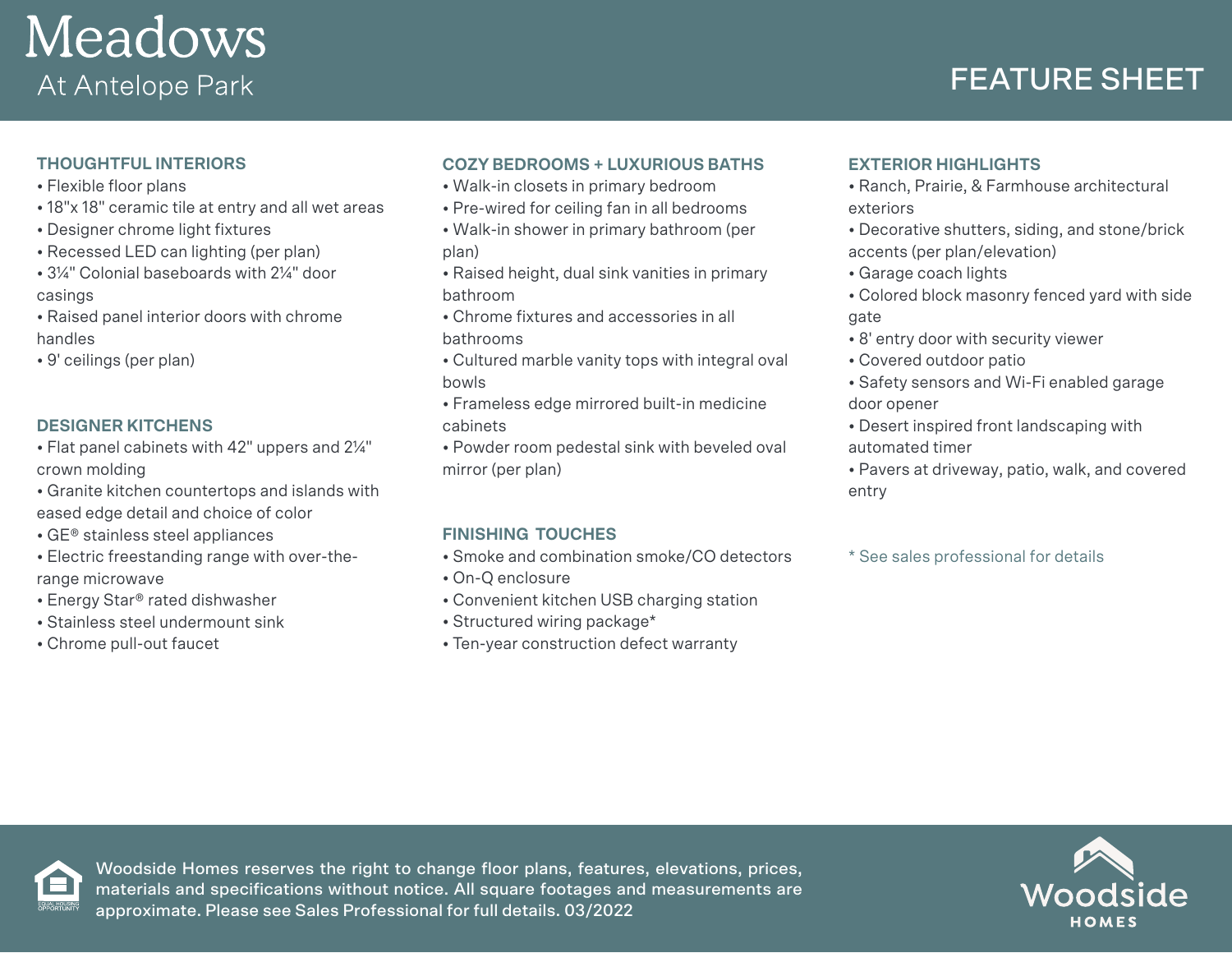# Meadows

At Antelope Park

## FEATURE SHEET

### THOUGHTFUL INTERIORS

- Flexible floor plans
- 18"x 18" ceramic tile at entry and all wet areas
- Designer chrome light fixtures
- Recessed LED can lighting (per plan)
- 3¼" Colonial baseboards with 2¼" door casings
- Raised panel interior doors with chrome handles
- 9' ceilings (per plan)

### DESIGNER KITCHENS

- Flat panel cabinets with 42" uppers and 2¼" crown molding
- Granite kitchen countertops and islands with eased edge detail and choice of color
- GE® stainless steel appliances
- Electric freestanding range with over-the-range microwave
- Energy Star® rated dishwasher
- Stainless steel undermount sink
- Chrome pull-out faucet

### COZY BEDROOMS + LUXURIOUS BATHS

- Walk-in closets in primary bedroom
- Pre-wired for ceiling fan in all bedrooms
- Walk-in shower in primary bathroom (per plan)
- Raised height, dual sink vanities in primary bathroom
- Chrome fixtures and accessories in all bathrooms
- Cultured marble vanity tops with integral oval bowls
- Frameless edge mirrored built-in medicine cabinets
- Powder room pedestal sink with beveled oval mirror (per plan)

### FINISHING TOUCHES

- Smoke and combination smoke/CO detectors
- On-Q enclosure
- Convenient kitchen USB charging station
- Structured wiring package*
- Ten-year construction defect warranty

### EXTERIOR HIGHLIGHTS

- Ranch, Prairie, & Farmhouse architectural exteriors
- Decorative shutters, siding, and stone/brick accents (per plan/elevation)
- Garage coach lights
- Colored block masonry fenced yard with side gate
- 8' entry door with security viewer
- Covered outdoor patio
- Safety sensors and Wi-Fi enabled garage door opener
- Desert inspired front landscaping with automated timer
- Pavers at driveway, patio, walk, and covered entry

* See sales professional for details

Woodside Homes reserves the right to change floor plans, features, elevations, prices, materials and specifications without notice. All square footages and measurements are approximate. Please see Sales Professional for full details. 03/2022

Woodside HOMES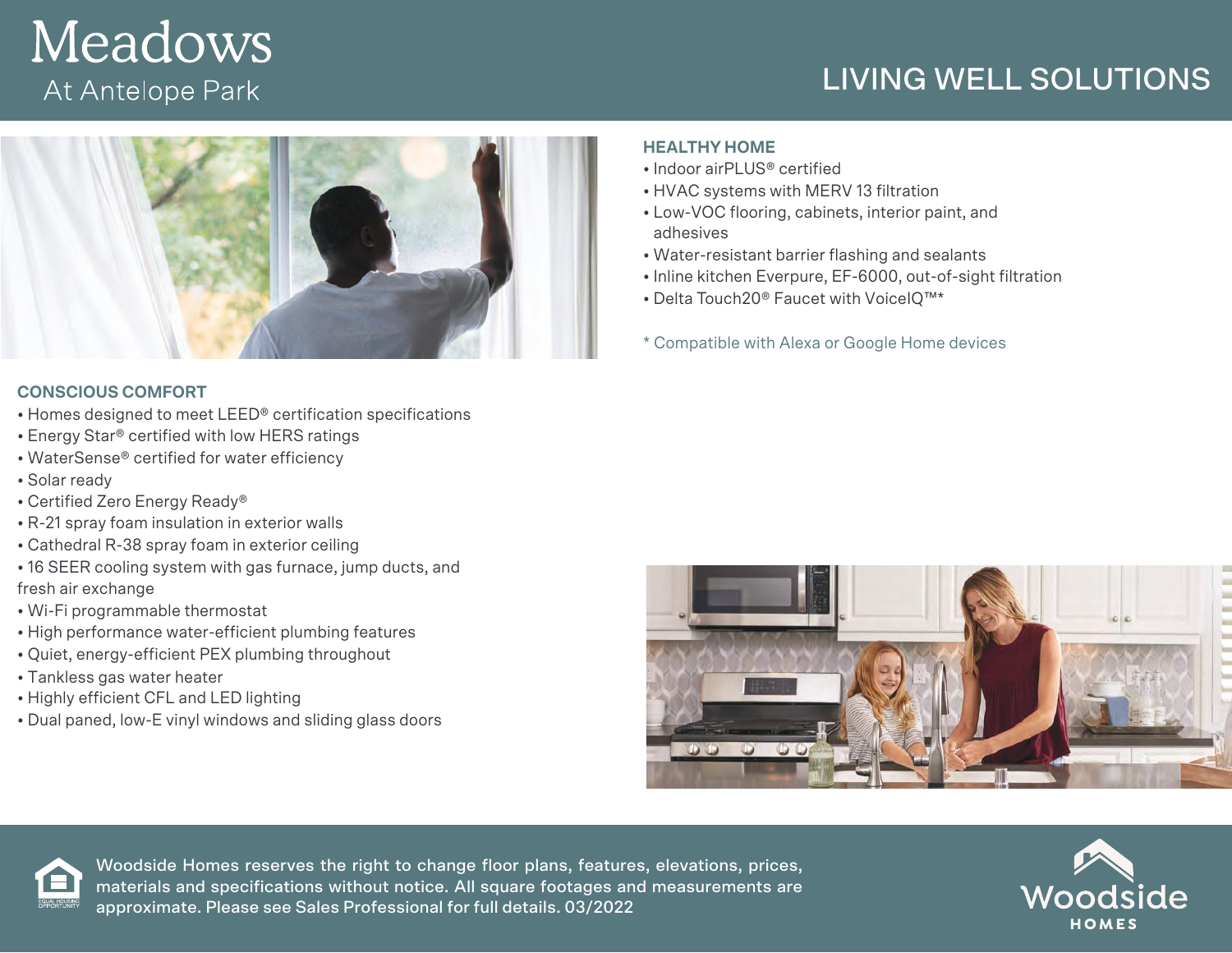# Meadows

At Antelope Park

## LIVING WELL SOLUTIONS

### HEALTHY HOME

- Indoor airPLUS® certified
- HVAC systems with MERV 13 filtration
- Low-VOC flooring, cabinets, interior paint, and adhesives
- Water-resistant barrier flashing and sealants
- Inline kitchen Everpure, EF-6000, out-of-sight filtration
- Delta Touch20® Faucet with VoiceIQ™*

* Compatible with Alexa or Google Home devices

### CONSCIOUS COMFORT

- Homes designed to meet LEED® certification specifications
- Energy Star® certified with low HERS ratings
- WaterSense® certified for water efficiency
- Solar ready
- Certified Zero Energy Ready®
- R-21 spray foam insulation in exterior walls
- Cathedral R-38 spray foam in exterior ceiling
- 16 SEER cooling system with gas furnace, jump ducts, and fresh air exchange
- Wi-Fi programmable thermostat
- High performance water-efficient plumbing features
- Quiet, energy-efficient PEX plumbing throughout
- Tankless gas water heater
- Highly efficient CFL and LED lighting
- Dual paned, low-E vinyl windows and sliding glass doors

Woodside Homes reserves the right to change floor plans, features, elevations, prices, materials and specifications without notice. All square footages and measurements are approximate. Please see Sales Professional for full details. 03/2022

Woodside HOMES